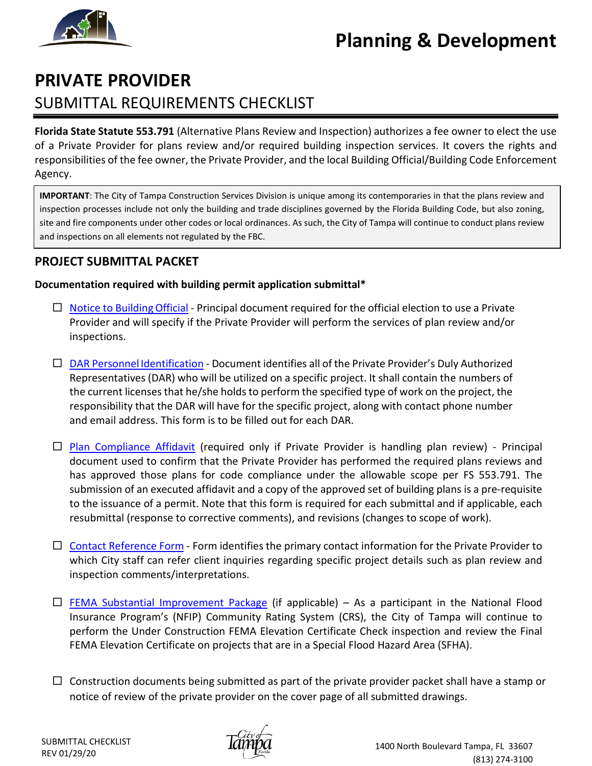# Planning & Development

# PRIVATE PROVIDER

## SUBMITTAL REQUIREMENTS CHECKLIST

**Florida State Statute 553.791** (Alternative Plans Review and Inspection) authorizes a fee owner to elect the use of a Private Provider for plans review and/or required building inspection services. It covers the rights and responsibilities of the fee owner, the Private Provider, and the local Building Official/Building Code Enforcement Agency.

> **IMPORTANT**: The City of Tampa Construction Services Division is unique among its contemporaries in that the plans review and inspection processes include not only the building and trade disciplines governed by the Florida Building Code, but also zoning, site and fire components under other codes or local ordinances. As such, the City of Tampa will continue to conduct plans review and inspections on all elements not regulated by the FBC.

## PROJECT SUBMITTAL PACKET

**Documentation required with building permit application submittal***

- ☐ Notice to Building Official - Principal document required for the official election to use a Private Provider and will specify if the Private Provider will perform the services of plan review and/or inspections.

- ☐ DAR Personnel Identification - Document identifies all of the Private Provider's Duly Authorized Representatives (DAR) who will be utilized on a specific project. It shall contain the numbers of the current licenses that he/she holds to perform the specified type of work on the project, the responsibility that the DAR will have for the specific project, along with contact phone number and email address. This form is to be filled out for each DAR.

- ☐ Plan Compliance Affidavit (required only if Private Provider is handling plan review) - Principal document used to confirm that the Private Provider has performed the required plans reviews and has approved those plans for code compliance under the allowable scope per FS 553.791. The submission of an executed affidavit and a copy of the approved set of building plans is a pre-requisite to the issuance of a permit. Note that this form is required for each submittal and if applicable, each resubmittal (response to corrective comments), and revisions (changes to scope of work).

- ☐ Contact Reference Form - Form identifies the primary contact information for the Private Provider to which City staff can refer client inquiries regarding specific project details such as plan review and inspection comments/interpretations.

- ☐ FEMA Substantial Improvement Package (if applicable) – As a participant in the National Flood Insurance Program's (NFIP) Community Rating System (CRS), the City of Tampa will continue to perform the Under Construction FEMA Elevation Certificate Check inspection and review the Final FEMA Elevation Certificate on projects that are in a Special Flood Hazard Area (SFHA).

- ☐ Construction documents being submitted as part of the private provider packet shall have a stamp or notice of review of the private provider on the cover page of all submitted drawings.

SUBMITTAL CHECKLIST
REV 01/29/20

1400 North Boulevard Tampa, FL 33607
(813) 274-3100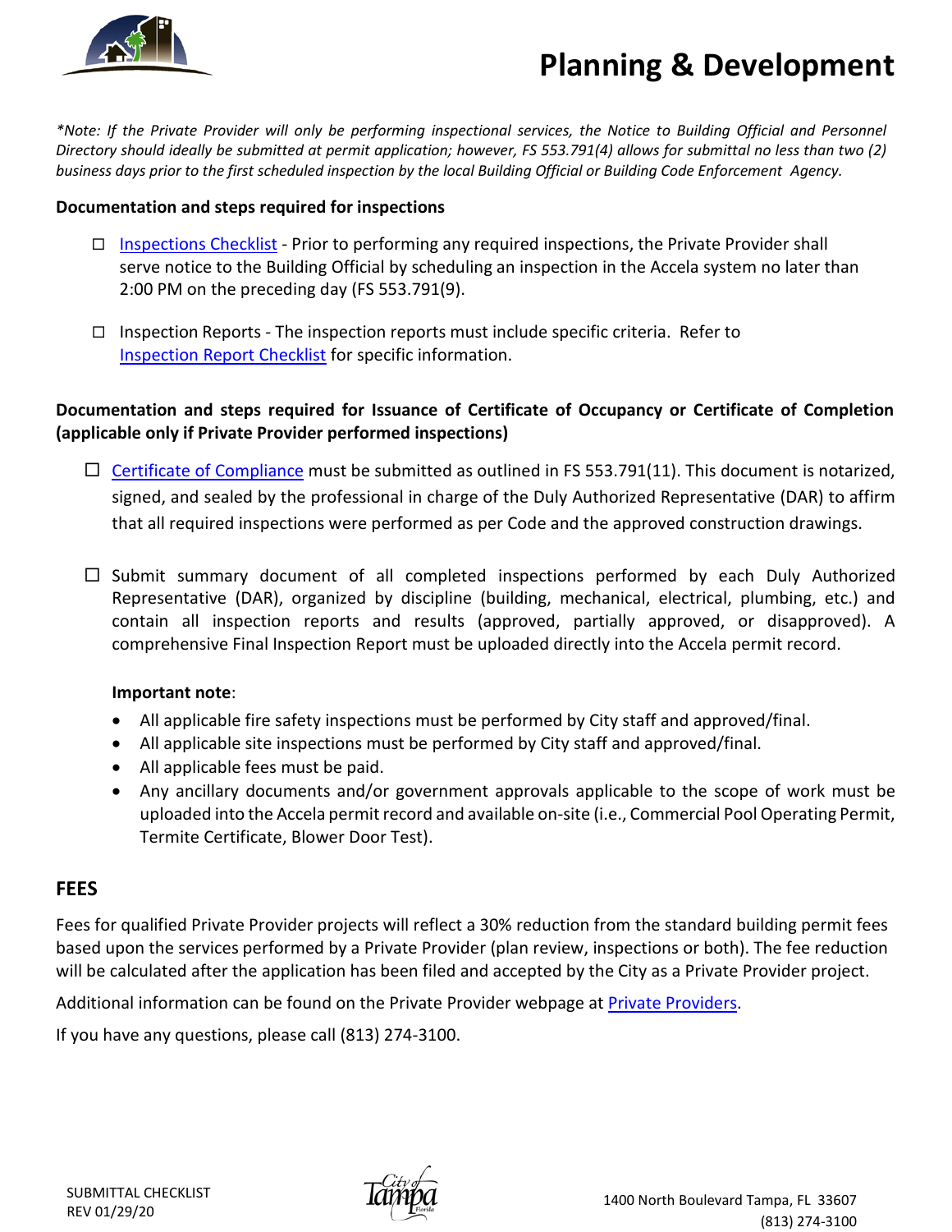*Note: If the Private Provider will only be performing inspectional services, the Notice to Building Official and Personnel Directory should ideally be submitted at permit application; however, FS 553.791(4) allows for submittal no less than two (2) business days prior to the first scheduled inspection by the local Building Official or Building Code Enforcement Agency.*

**Documentation and steps required for inspections**

- ☐ Inspections Checklist - Prior to performing any required inspections, the Private Provider shall serve notice to the Building Official by scheduling an inspection in the Accela system no later than 2:00 PM on the preceding day (FS 553.791(9).
- ☐ Inspection Reports - The inspection reports must include specific criteria. Refer to Inspection Report Checklist for specific information.

**Documentation and steps required for Issuance of Certificate of Occupancy or Certificate of Completion (applicable only if Private Provider performed inspections)**

- ☐ Certificate of Compliance must be submitted as outlined in FS 553.791(11). This document is notarized, signed, and sealed by the professional in charge of the Duly Authorized Representative (DAR) to affirm that all required inspections were performed as per Code and the approved construction drawings.
- ☐ Submit summary document of all completed inspections performed by each Duly Authorized Representative (DAR), organized by discipline (building, mechanical, electrical, plumbing, etc.) and contain all inspection reports and results (approved, partially approved, or disapproved). A comprehensive Final Inspection Report must be uploaded directly into the Accela permit record.

**Important note**:

- All applicable fire safety inspections must be performed by City staff and approved/final.
- All applicable site inspections must be performed by City staff and approved/final.
- All applicable fees must be paid.
- Any ancillary documents and/or government approvals applicable to the scope of work must be uploaded into the Accela permit record and available on-site (i.e., Commercial Pool Operating Permit, Termite Certificate, Blower Door Test).

## FEES

Fees for qualified Private Provider projects will reflect a 30% reduction from the standard building permit fees based upon the services performed by a Private Provider (plan review, inspections or both). The fee reduction will be calculated after the application has been filed and accepted by the City as a Private Provider project.

Additional information can be found on the Private Provider webpage at Private Providers.

If you have any questions, please call (813) 274-3100.

SUBMITTAL CHECKLIST
REV 01/29/20

1400 North Boulevard Tampa, FL 33607
(813) 274-3100